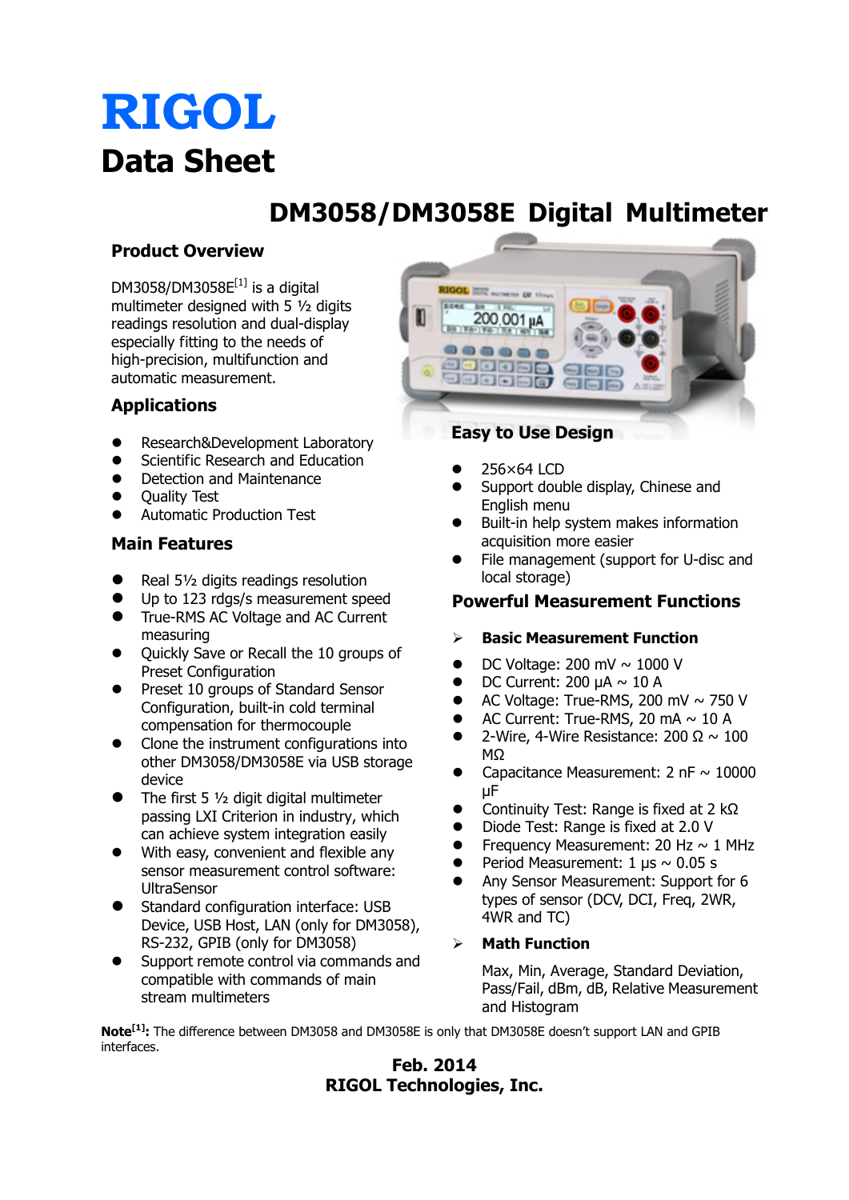# RIGOL

# Data Sheet

## DM3058/DM3058E Digital Multimeter

### Product Overview

DM3058/DM3058E[1] is a digital multimeter designed with 5 ½ digits readings resolution and dual-display especially fitting to the needs of high-precision, multifunction and automatic measurement.

### Applications

- Research&Development Laboratory
- Scientific Research and Education
- Detection and Maintenance
- Quality Test
- Automatic Production Test

### Main Features

- Real 5½ digits readings resolution
- Up to 123 rdgs/s measurement speed
- True-RMS AC Voltage and AC Current measuring
- Quickly Save or Recall the 10 groups of Preset Configuration
- Preset 10 groups of Standard Sensor Configuration, built-in cold terminal compensation for thermocouple
- Clone the instrument configurations into other DM3058/DM3058E via USB storage device
- The first 5 ½ digit digital multimeter passing LXI Criterion in industry, which can achieve system integration easily
- With easy, convenient and flexible any sensor measurement control software: UltraSensor
- Standard configuration interface: USB Device, USB Host, LAN (only for DM3058), RS-232, GPIB (only for DM3058)
- Support remote control via commands and compatible with commands of main stream multimeters

### Easy to Use Design

- 256×64 LCD
- Support double display, Chinese and English menu
- Built-in help system makes information acquisition more easier
- File management (support for U-disc and local storage)

### Powerful Measurement Functions

➢ **Basic Measurement Function**

- DC Voltage: 200 mV ~ 1000 V
- DC Current: 200 μA ~ 10 A
- AC Voltage: True-RMS, 200 mV ~ 750 V
- AC Current: True-RMS, 20 mA ~ 10 A
- 2-Wire, 4-Wire Resistance: 200 Ω ~ 100 MΩ
- Capacitance Measurement: 2 nF ~ 10000 μF
- Continuity Test: Range is fixed at 2 kΩ
- Diode Test: Range is fixed at 2.0 V
- Frequency Measurement: 20 Hz ~ 1 MHz
- Period Measurement: 1 μs ~ 0.05 s
- Any Sensor Measurement: Support for 6 types of sensor (DCV, DCI, Freq, 2WR, 4WR and TC)

➢ **Math Function**

Max, Min, Average, Standard Deviation, Pass/Fail, dBm, dB, Relative Measurement and Histogram

**Note[1]:** The difference between DM3058 and DM3058E is only that DM3058E doesn't support LAN and GPIB interfaces.

**Feb. 2014**
**RIGOL Technologies, Inc.**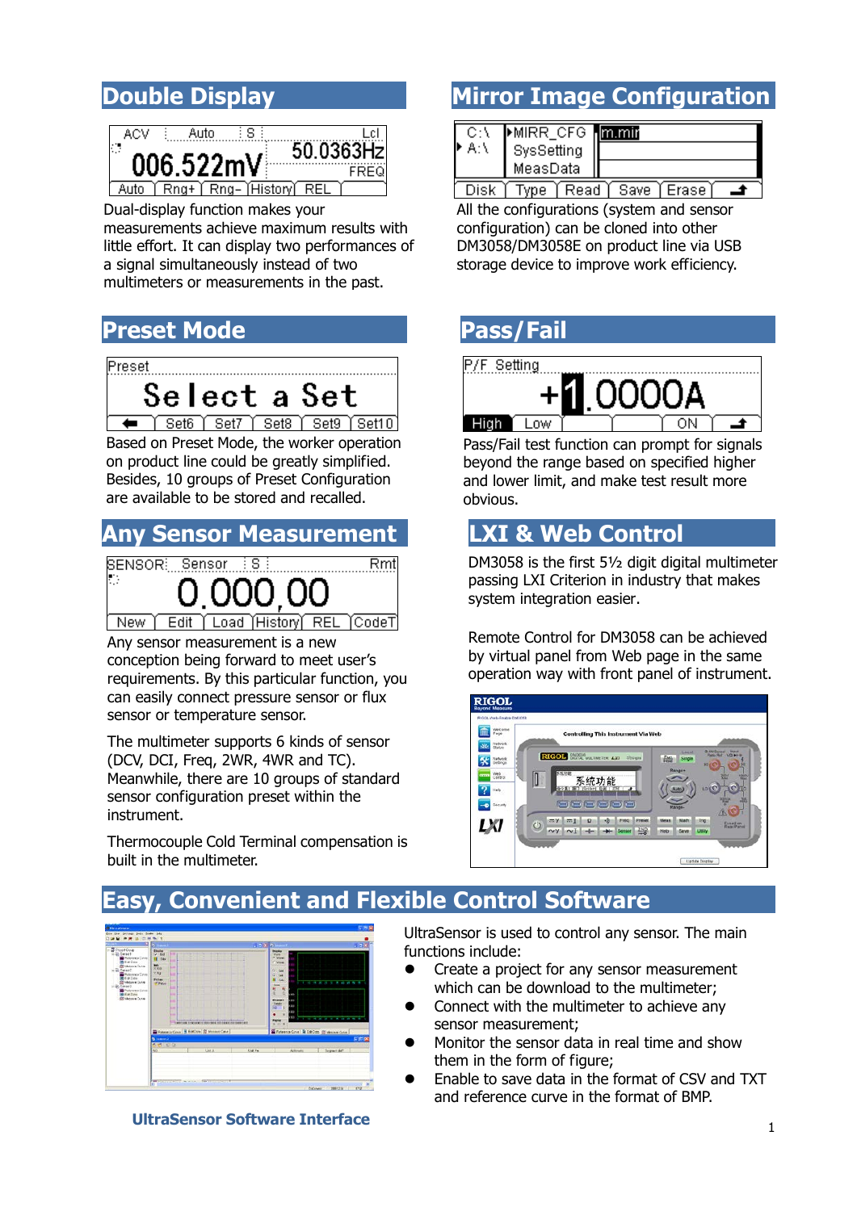## Double Display

Dual-display function makes your measurements achieve maximum results with little effort. It can display two performances of a signal simultaneously instead of two multimeters or measurements in the past.

## Mirror Image Configuration

All the configurations (system and sensor configuration) can be cloned into other DM3058/DM3058E on product line via USB storage device to improve work efficiency.

## Preset Mode

Based on Preset Mode, the worker operation on product line could be greatly simplified. Besides, 10 groups of Preset Configuration are available to be stored and recalled.

## Pass/Fail

Pass/Fail test function can prompt for signals beyond the range based on specified higher and lower limit, and make test result more obvious.

## Any Sensor Measurement

Any sensor measurement is a new conception being forward to meet user's requirements. By this particular function, you can easily connect pressure sensor or flux sensor or temperature sensor.

The multimeter supports 6 kinds of sensor (DCV, DCI, Freq, 2WR, 4WR and TC). Meanwhile, there are 10 groups of standard sensor configuration preset within the instrument.

Thermocouple Cold Terminal compensation is built in the multimeter.

## LXI & Web Control

DM3058 is the first 5½ digit digital multimeter passing LXI Criterion in industry that makes system integration easier.

Remote Control for DM3058 can be achieved by virtual panel from Web page in the same operation way with front panel of instrument.

## Easy, Convenient and Flexible Control Software

UltraSensor is used to control any sensor. The main functions include:

- Create a project for any sensor measurement which can be download to the multimeter;
- Connect with the multimeter to achieve any sensor measurement;
- Monitor the sensor data in real time and show them in the form of figure;
- Enable to save data in the format of CSV and TXT and reference curve in the format of BMP.

**UltraSensor Software Interface**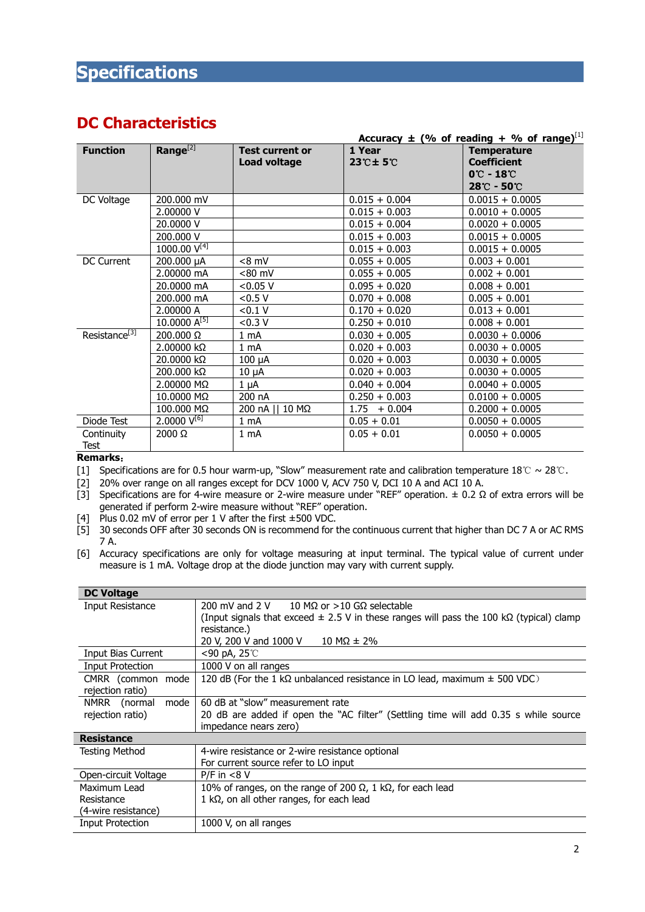# Specifications

## DC Characteristics

Accuracy ± (% of reading + % of range)[1]

| Function | Range[2] | Test current or Load voltage | 1 Year 23℃± 5℃ | Temperature Coefficient 0℃ - 18℃ 28℃ - 50℃ |
|---|---|---|---|---|
| DC Voltage | 200.000 mV | | 0.015 + 0.004 | 0.0015 + 0.0005 |
| | 2.00000 V | | 0.015 + 0.003 | 0.0010 + 0.0005 |
| | 20.0000 V | | 0.015 + 0.004 | 0.0020 + 0.0005 |
| | 200.000 V | | 0.015 + 0.003 | 0.0015 + 0.0005 |
| | 1000.00 V[4] | | 0.015 + 0.003 | 0.0015 + 0.0005 |
| DC Current | 200.000 μA | <8 mV | 0.055 + 0.005 | 0.003 + 0.001 |
| | 2.00000 mA | <80 mV | 0.055 + 0.005 | 0.002 + 0.001 |
| | 20.0000 mA | <0.05 V | 0.095 + 0.020 | 0.008 + 0.001 |
| | 200.000 mA | <0.5 V | 0.070 + 0.008 | 0.005 + 0.001 |
| | 2.00000 A | <0.1 V | 0.170 + 0.020 | 0.013 + 0.001 |
| | 10.0000 A[5] | <0.3 V | 0.250 + 0.010 | 0.008 + 0.001 |
| Resistance[3] | 200.000 Ω | 1 mA | 0.030 + 0.005 | 0.0030 + 0.0006 |
| | 2.00000 kΩ | 1 mA | 0.020 + 0.003 | 0.0030 + 0.0005 |
| | 20.0000 kΩ | 100 μA | 0.020 + 0.003 | 0.0030 + 0.0005 |
| | 200.000 kΩ | 10 μA | 0.020 + 0.003 | 0.0030 + 0.0005 |
| | 2.00000 MΩ | 1 μA | 0.040 + 0.004 | 0.0040 + 0.0005 |
| | 10.0000 MΩ | 200 nA | 0.250 + 0.003 | 0.0100 + 0.0005 |
| | 100.000 MΩ | 200 nA \|\| 10 MΩ | 1.75 + 0.004 | 0.2000 + 0.0005 |
| Diode Test | 2.0000 V[6] | 1 mA | 0.05 + 0.01 | 0.0050 + 0.0005 |
| Continuity Test | 2000 Ω | 1 mA | 0.05 + 0.01 | 0.0050 + 0.0005 |

**Remarks:**

[1] Specifications are for 0.5 hour warm-up, "Slow" measurement rate and calibration temperature 18℃ ~ 28℃.

[2] 20% over range on all ranges except for DCV 1000 V, ACV 750 V, DCI 10 A and ACI 10 A.

[3] Specifications are for 4-wire measure or 2-wire measure under "REF" operation. ± 0.2 Ω of extra errors will be generated if perform 2-wire measure without "REF" operation.

[4] Plus 0.02 mV of error per 1 V after the first ±500 VDC.

[5] 30 seconds OFF after 30 seconds ON is recommend for the continuous current that higher than DC 7 A or AC RMS 7 A.

[6] Accuracy specifications are only for voltage measuring at input terminal. The typical value of current under measure is 1 mA. Voltage drop at the diode junction may vary with current supply.

| **DC Voltage** | |
|---|---|
| Input Resistance | 200 mV and 2 V 10 MΩ or >10 GΩ selectable<br>(Input signals that exceed ± 2.5 V in these ranges will pass the 100 kΩ (typical) clamp resistance.)<br>20 V, 200 V and 1000 V 10 MΩ ± 2% |
| Input Bias Current | <90 pA, 25℃ |
| Input Protection | 1000 V on all ranges |
| CMRR (common mode rejection ratio) | 120 dB (For the 1 kΩ unbalanced resistance in LO lead, maximum ± 500 VDC) |
| NMRR (normal mode rejection ratio) | 60 dB at "slow" measurement rate<br>20 dB are added if open the "AC filter" (Settling time will add 0.35 s while source impedance nears zero) |
| **Resistance** | |
| Testing Method | 4-wire resistance or 2-wire resistance optional<br>For current source refer to LO input |
| Open-circuit Voltage | P/F in <8 V |
| Maximum Lead Resistance (4-wire resistance) | 10% of ranges, on the range of 200 Ω, 1 kΩ, for each lead<br>1 kΩ, on all other ranges, for each lead |
| Input Protection | 1000 V, on all ranges |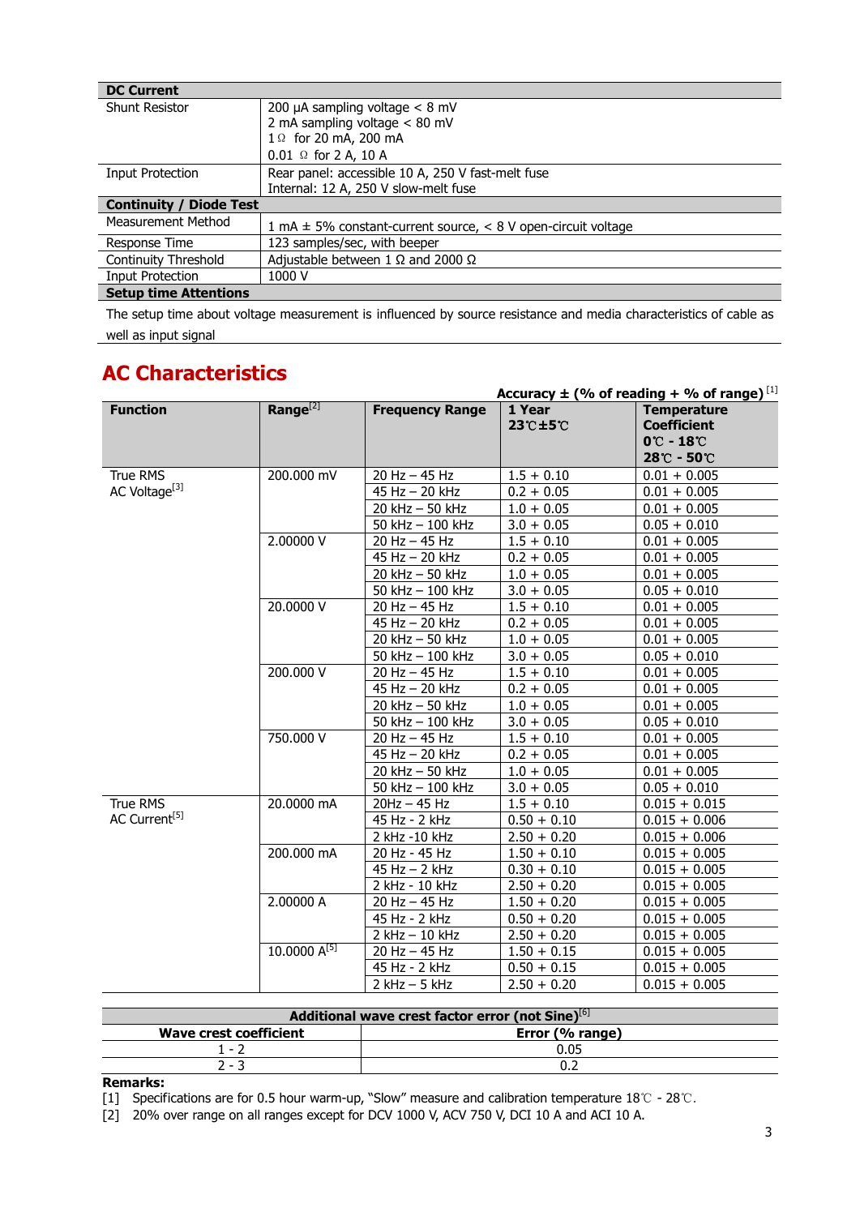| DC Current | |
|---|---|
| Shunt Resistor | 200 µA sampling voltage < 8 mV<br>2 mA sampling voltage < 80 mV<br>1 Ω for 20 mA, 200 mA<br>0.01 Ω for 2 A, 10 A |
| Input Protection | Rear panel: accessible 10 A, 250 V fast-melt fuse<br>Internal: 12 A, 250 V slow-melt fuse |
| **Continuity / Diode Test** | |
| Measurement Method | 1 mA ± 5% constant-current source, < 8 V open-circuit voltage |
| Response Time | 123 samples/sec, with beeper |
| Continuity Threshold | Adjustable between 1 Ω and 2000 Ω |
| Input Protection | 1000 V |
| **Setup time Attentions** | |
| The setup time about voltage measurement is influenced by source resistance and media characteristics of cable as well as input signal | |

## AC Characteristics

**Accuracy ± (% of reading + % of range)** [1]

| Function | Range[2] | Frequency Range | 1 Year<br>23℃±5℃ | Temperature Coefficient<br>0℃ - 18℃<br>28℃ - 50℃ |
|---|---|---|---|---|
| True RMS AC Voltage[3] | 200.000 mV | 20 Hz – 45 Hz | 1.5 + 0.10 | 0.01 + 0.005 |
| | | 45 Hz – 20 kHz | 0.2 + 0.05 | 0.01 + 0.005 |
| | | 20 kHz – 50 kHz | 1.0 + 0.05 | 0.01 + 0.005 |
| | | 50 kHz – 100 kHz | 3.0 + 0.05 | 0.05 + 0.010 |
| | 2.00000 V | 20 Hz – 45 Hz | 1.5 + 0.10 | 0.01 + 0.005 |
| | | 45 Hz – 20 kHz | 0.2 + 0.05 | 0.01 + 0.005 |
| | | 20 kHz – 50 kHz | 1.0 + 0.05 | 0.01 + 0.005 |
| | | 50 kHz – 100 kHz | 3.0 + 0.05 | 0.05 + 0.010 |
| | 20.0000 V | 20 Hz – 45 Hz | 1.5 + 0.10 | 0.01 + 0.005 |
| | | 45 Hz – 20 kHz | 0.2 + 0.05 | 0.01 + 0.005 |
| | | 20 kHz – 50 kHz | 1.0 + 0.05 | 0.01 + 0.005 |
| | | 50 kHz – 100 kHz | 3.0 + 0.05 | 0.05 + 0.010 |
| | 200.000 V | 20 Hz – 45 Hz | 1.5 + 0.10 | 0.01 + 0.005 |
| | | 45 Hz – 20 kHz | 0.2 + 0.05 | 0.01 + 0.005 |
| | | 20 kHz – 50 kHz | 1.0 + 0.05 | 0.01 + 0.005 |
| | | 50 kHz – 100 kHz | 3.0 + 0.05 | 0.05 + 0.010 |
| | 750.000 V | 20 Hz – 45 Hz | 1.5 + 0.10 | 0.01 + 0.005 |
| | | 45 Hz – 20 kHz | 0.2 + 0.05 | 0.01 + 0.005 |
| | | 20 kHz – 50 kHz | 1.0 + 0.05 | 0.01 + 0.005 |
| | | 50 kHz – 100 kHz | 3.0 + 0.05 | 0.05 + 0.010 |
| True RMS AC Current[5] | 20.0000 mA | 20Hz – 45 Hz | 1.5 + 0.10 | 0.015 + 0.015 |
| | | 45 Hz - 2 kHz | 0.50 + 0.10 | 0.015 + 0.006 |
| | | 2 kHz -10 kHz | 2.50 + 0.20 | 0.015 + 0.006 |
| | 200.000 mA | 20 Hz - 45 Hz | 1.50 + 0.10 | 0.015 + 0.005 |
| | | 45 Hz – 2 kHz | 0.30 + 0.10 | 0.015 + 0.005 |
| | | 2 kHz - 10 kHz | 2.50 + 0.20 | 0.015 + 0.005 |
| | 2.00000 A | 20 Hz – 45 Hz | 1.50 + 0.20 | 0.015 + 0.005 |
| | | 45 Hz - 2 kHz | 0.50 + 0.20 | 0.015 + 0.005 |
| | | 2 kHz – 10 kHz | 2.50 + 0.20 | 0.015 + 0.005 |
| | 10.0000 A[5] | 20 Hz – 45 Hz | 1.50 + 0.15 | 0.015 + 0.005 |
| | | 45 Hz - 2 kHz | 0.50 + 0.15 | 0.015 + 0.005 |
| | | 2 kHz – 5 kHz | 2.50 + 0.20 | 0.015 + 0.005 |

**Additional wave crest factor error (not Sine)**[6]

| Wave crest coefficient | Error (% range) |
|---|---|
| 1 - 2 | 0.05 |
| 2 - 3 | 0.2 |

**Remarks:**

[1] Specifications are for 0.5 hour warm-up, "Slow" measure and calibration temperature 18℃ - 28℃.

[2] 20% over range on all ranges except for DCV 1000 V, ACV 750 V, DCI 10 A and ACI 10 A.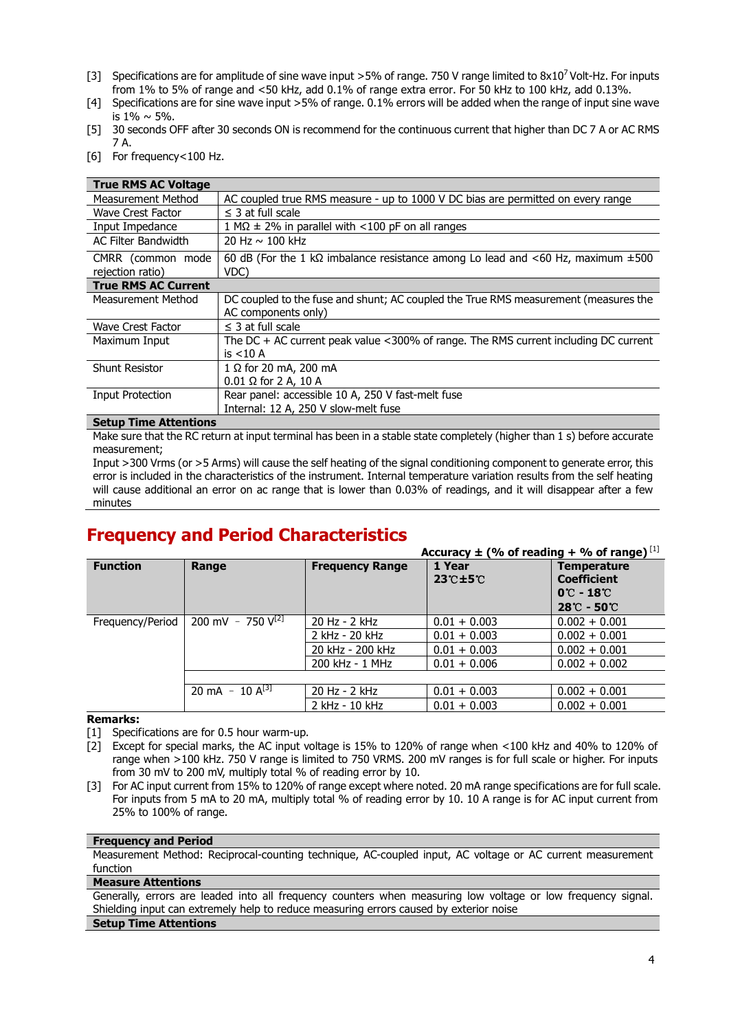[3] Specifications are for amplitude of sine wave input >5% of range. 750 V range limited to 8x10[7] Volt-Hz. For inputs from 1% to 5% of range and <50 kHz, add 0.1% of range extra error. For 50 kHz to 100 kHz, add 0.13%.

[4] Specifications are for sine wave input >5% of range. 0.1% errors will be added when the range of input sine wave is 1% ~ 5%.

[5] 30 seconds OFF after 30 seconds ON is recommend for the continuous current that higher than DC 7 A or AC RMS 7 A.

[6] For frequency<100 Hz.

| **True RMS AC Voltage** | |
|---|---|
| Measurement Method | AC coupled true RMS measure - up to 1000 V DC bias are permitted on every range |
| Wave Crest Factor | ≤ 3 at full scale |
| Input Impedance | 1 MΩ ± 2% in parallel with <100 pF on all ranges |
| AC Filter Bandwidth | 20 Hz ~ 100 kHz |
| CMRR (common mode rejection ratio) | 60 dB (For the 1 kΩ imbalance resistance among Lo lead and <60 Hz, maximum ±500 VDC) |
| **True RMS AC Current** | |
| Measurement Method | DC coupled to the fuse and shunt; AC coupled the True RMS measurement (measures the AC components only) |
| Wave Crest Factor | ≤ 3 at full scale |
| Maximum Input | The DC + AC current peak value <300% of range. The RMS current including DC current is <10 A |
| Shunt Resistor | 1 Ω for 20 mA, 200 mA<br>0.01 Ω for 2 A, 10 A |
| Input Protection | Rear panel: accessible 10 A, 250 V fast-melt fuse<br>Internal: 12 A, 250 V slow-melt fuse |

**Setup Time Attentions**

Make sure that the RC return at input terminal has been in a stable state completely (higher than 1 s) before accurate measurement;

Input >300 Vrms (or >5 Arms) will cause the self heating of the signal conditioning component to generate error, this error is included in the characteristics of the instrument. Internal temperature variation results from the self heating will cause additional an error on ac range that is lower than 0.03% of readings, and it will disappear after a few minutes

## Frequency and Period Characteristics

**Accuracy ± (% of reading + % of range)** [1]

| Function | Range | Frequency Range | 1 Year 23℃±5℃ | Temperature Coefficient 0℃ - 18℃ 28℃ - 50℃ |
|---|---|---|---|---|
| Frequency/Period | 200 mV – 750 V[2] | 20 Hz - 2 kHz | 0.01 + 0.003 | 0.002 + 0.001 |
| | | 2 kHz - 20 kHz | 0.01 + 0.003 | 0.002 + 0.001 |
| | | 20 kHz - 200 kHz | 0.01 + 0.003 | 0.002 + 0.001 |
| | | 200 kHz - 1 MHz | 0.01 + 0.006 | 0.002 + 0.002 |
| | 20 mA – 10 A[3] | 20 Hz - 2 kHz | 0.01 + 0.003 | 0.002 + 0.001 |
| | | 2 kHz - 10 kHz | 0.01 + 0.003 | 0.002 + 0.001 |

**Remarks:**

[1] Specifications are for 0.5 hour warm-up.

[2] Except for special marks, the AC input voltage is 15% to 120% of range when <100 kHz and 40% to 120% of range when >100 kHz. 750 V range is limited to 750 VRMS. 200 mV ranges is for full scale or higher. For inputs from 30 mV to 200 mV, multiply total % of reading error by 10.

[3] For AC input current from 15% to 120% of range except where noted. 20 mA range specifications are for full scale. For inputs from 5 mA to 20 mA, multiply total % of reading error by 10. 10 A range is for AC input current from 25% to 100% of range.

**Frequency and Period**

Measurement Method: Reciprocal-counting technique, AC-coupled input, AC voltage or AC current measurement function

**Measure Attentions**

Generally, errors are leaded into all frequency counters when measuring low voltage or low frequency signal. Shielding input can extremely help to reduce measuring errors caused by exterior noise

**Setup Time Attentions**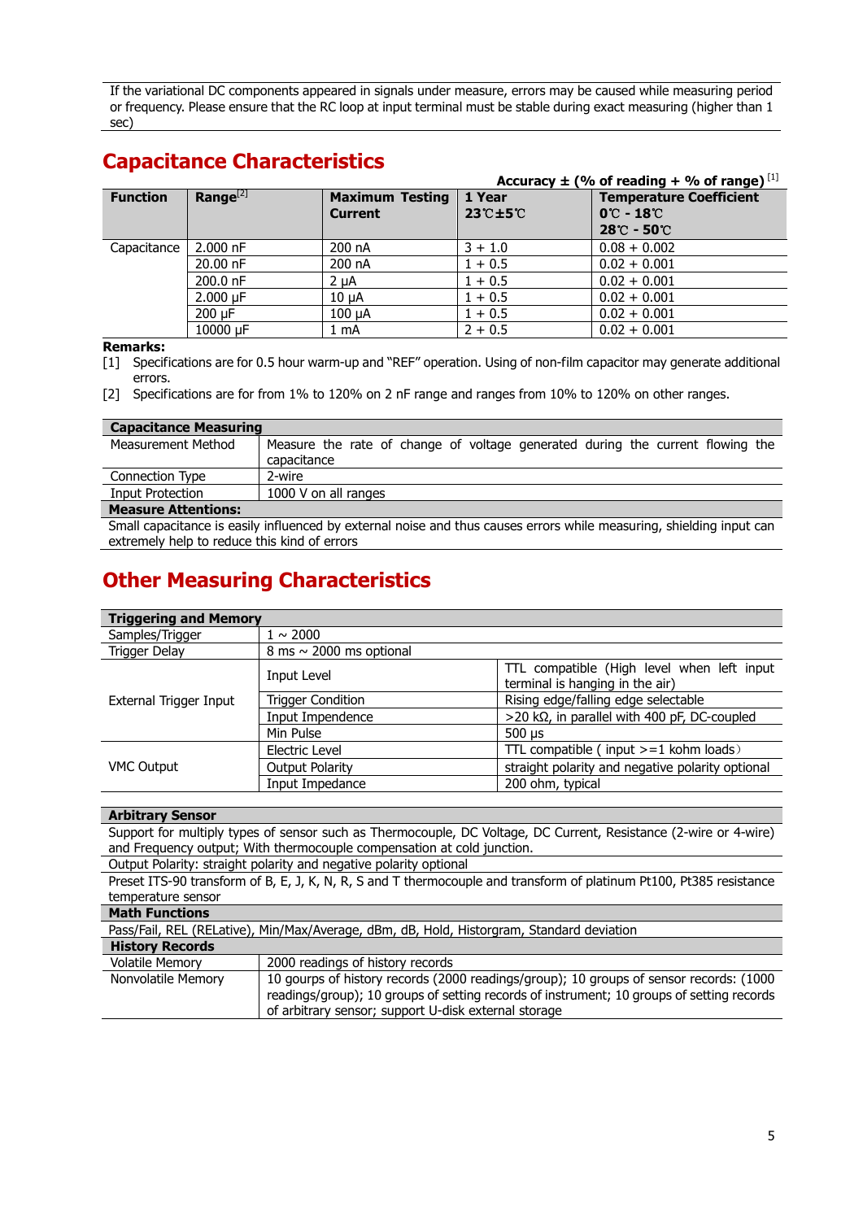If the variational DC components appeared in signals under measure, errors may be caused while measuring period or frequency. Please ensure that the RC loop at input terminal must be stable during exact measuring (higher than 1 sec)

## Capacitance Characteristics

**Accuracy ± (% of reading + % of range)** [1]

| Function | Range[2] | Maximum Testing Current | 1 Year 23℃±5℃ | Temperature Coefficient 0℃ - 18℃ 28℃ - 50℃ |
|---|---|---|---|---|
| Capacitance | 2.000 nF | 200 nA | 3 + 1.0 | 0.08 + 0.002 |
| | 20.00 nF | 200 nA | 1 + 0.5 | 0.02 + 0.001 |
| | 200.0 nF | 2 μA | 1 + 0.5 | 0.02 + 0.001 |
| | 2.000 μF | 10 μA | 1 + 0.5 | 0.02 + 0.001 |
| | 200 μF | 100 μA | 1 + 0.5 | 0.02 + 0.001 |
| | 10000 μF | 1 mA | 2 + 0.5 | 0.02 + 0.001 |

**Remarks:**

[1] Specifications are for 0.5 hour warm-up and "REF" operation. Using of non-film capacitor may generate additional errors.

[2] Specifications are for from 1% to 120% on 2 nF range and ranges from 10% to 120% on other ranges.

| Capacitance Measuring | |
|---|---|
| Measurement Method | Measure the rate of change of voltage generated during the current flowing the capacitance |
| Connection Type | 2-wire |
| Input Protection | 1000 V on all ranges |
| **Measure Attentions:** | |
| Small capacitance is easily influenced by external noise and thus causes errors while measuring, shielding input can extremely help to reduce this kind of errors | |

## Other Measuring Characteristics

| Triggering and Memory | | |
|---|---|---|
| Samples/Trigger | 1 ~ 2000 | |
| Trigger Delay | 8 ms ~ 2000 ms optional | |
| External Trigger Input | Input Level | TTL compatible (High level when left input terminal is hanging in the air) |
| | Trigger Condition | Rising edge/falling edge selectable |
| | Input Impendence | >20 kΩ, in parallel with 400 pF, DC-coupled |
| | Min Pulse | 500 μs |
| VMC Output | Electric Level | TTL compatible ( input >=1 kohm loads) |
| | Output Polarity | straight polarity and negative polarity optional |
| | Input Impedance | 200 ohm, typical |

| Arbitrary Sensor |
|---|
| Support for multiply types of sensor such as Thermocouple, DC Voltage, DC Current, Resistance (2-wire or 4-wire) and Frequency output; With thermocouple compensation at cold junction. |
| Output Polarity: straight polarity and negative polarity optional |
| Preset ITS-90 transform of B, E, J, K, N, R, S and T thermocouple and transform of platinum Pt100, Pt385 resistance temperature sensor |
| **Math Functions** |
| Pass/Fail, REL (RELative), Min/Max/Average, dBm, dB, Hold, Historgram, Standard deviation |

| History Records | |
|---|---|
| Volatile Memory | 2000 readings of history records |
| Nonvolatile Memory | 10 gourps of history records (2000 readings/group); 10 groups of sensor records: (1000 readings/group); 10 groups of setting records of instrument; 10 groups of setting records of arbitrary sensor; support U-disk external storage |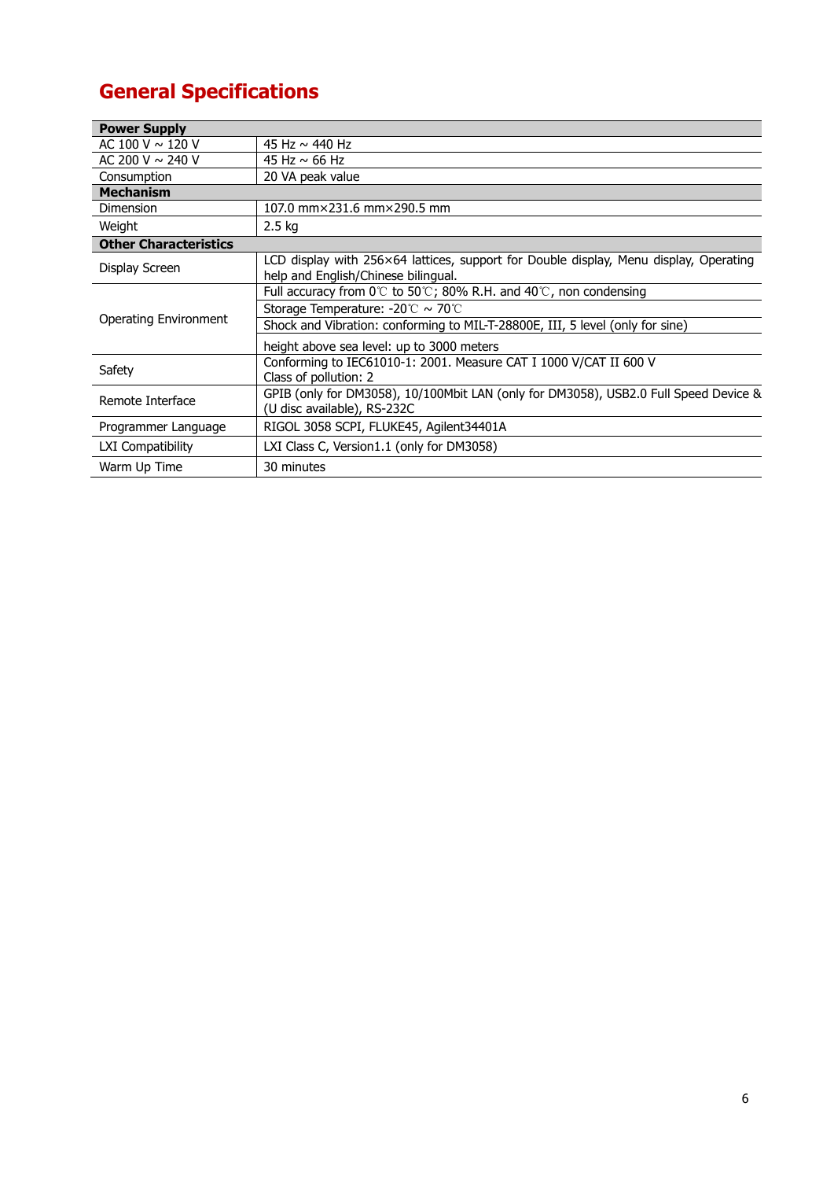## General Specifications

| Power Supply | |
|---|---|
| AC 100 V ~ 120 V | 45 Hz ~ 440 Hz |
| AC 200 V ~ 240 V | 45 Hz ~ 66 Hz |
| Consumption | 20 VA peak value |
| **Mechanism** | |
| Dimension | 107.0 mm×231.6 mm×290.5 mm |
| Weight | 2.5 kg |
| **Other Characteristics** | |
| Display Screen | LCD display with 256×64 lattices, support for Double display, Menu display, Operating help and English/Chinese bilingual. |
| Operating Environment | Full accuracy from 0℃ to 50℃; 80% R.H. and 40℃, non condensing |
| | Storage Temperature: -20℃ ~ 70℃ |
| | Shock and Vibration: conforming to MIL-T-28800E, III, 5 level (only for sine) |
| | height above sea level: up to 3000 meters |
| Safety | Conforming to IEC61010-1: 2001. Measure CAT I 1000 V/CAT II 600 V<br>Class of pollution: 2 |
| Remote Interface | GPIB (only for DM3058), 10/100Mbit LAN (only for DM3058), USB2.0 Full Speed Device & (U disc available), RS-232C |
| Programmer Language | RIGOL 3058 SCPI, FLUKE45, Agilent34401A |
| LXI Compatibility | LXI Class C, Version1.1 (only for DM3058) |
| Warm Up Time | 30 minutes |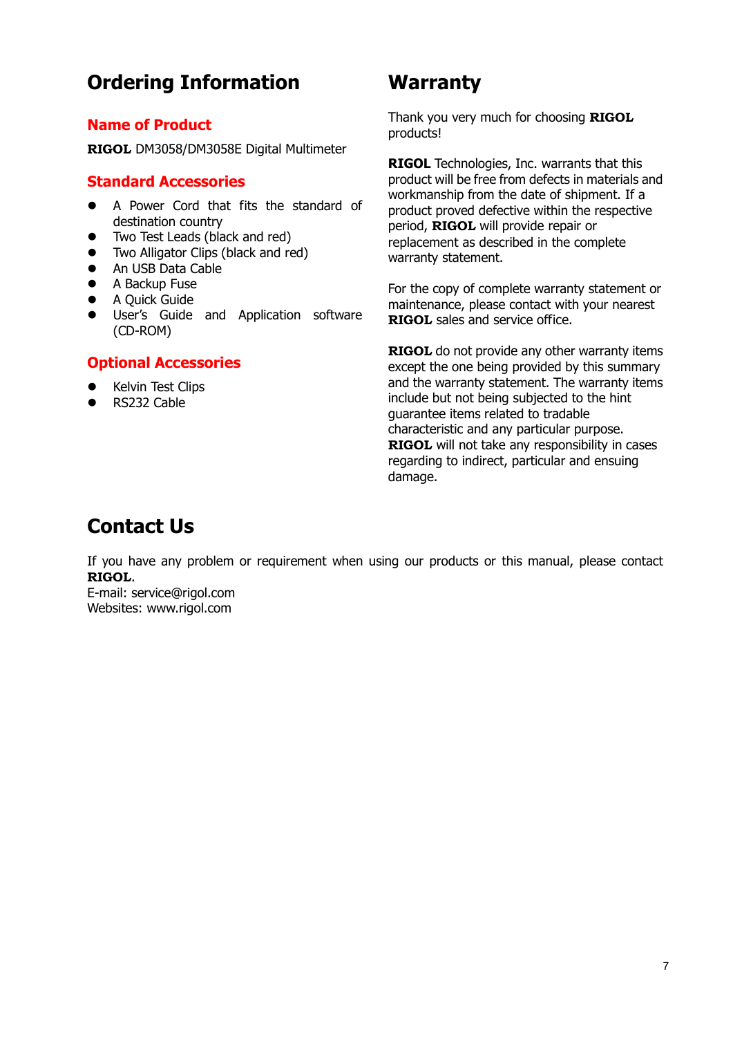# Ordering Information

## Name of Product

**RIGOL** DM3058/DM3058E Digital Multimeter

## Standard Accessories

- A Power Cord that fits the standard of destination country
- Two Test Leads (black and red)
- Two Alligator Clips (black and red)
- An USB Data Cable
- A Backup Fuse
- A Quick Guide
- User's Guide and Application software (CD-ROM)

## Optional Accessories

- Kelvin Test Clips
- RS232 Cable

# Warranty

Thank you very much for choosing **RIGOL** products!

**RIGOL** Technologies, Inc. warrants that this product will be free from defects in materials and workmanship from the date of shipment. If a product proved defective within the respective period, **RIGOL** will provide repair or replacement as described in the complete warranty statement.

For the copy of complete warranty statement or maintenance, please contact with your nearest **RIGOL** sales and service office.

**RIGOL** do not provide any other warranty items except the one being provided by this summary and the warranty statement. The warranty items include but not being subjected to the hint guarantee items related to tradable characteristic and any particular purpose. **RIGOL** will not take any responsibility in cases regarding to indirect, particular and ensuing damage.

# Contact Us

If you have any problem or requirement when using our products or this manual, please contact **RIGOL**.
E-mail: service@rigol.com
Websites: www.rigol.com